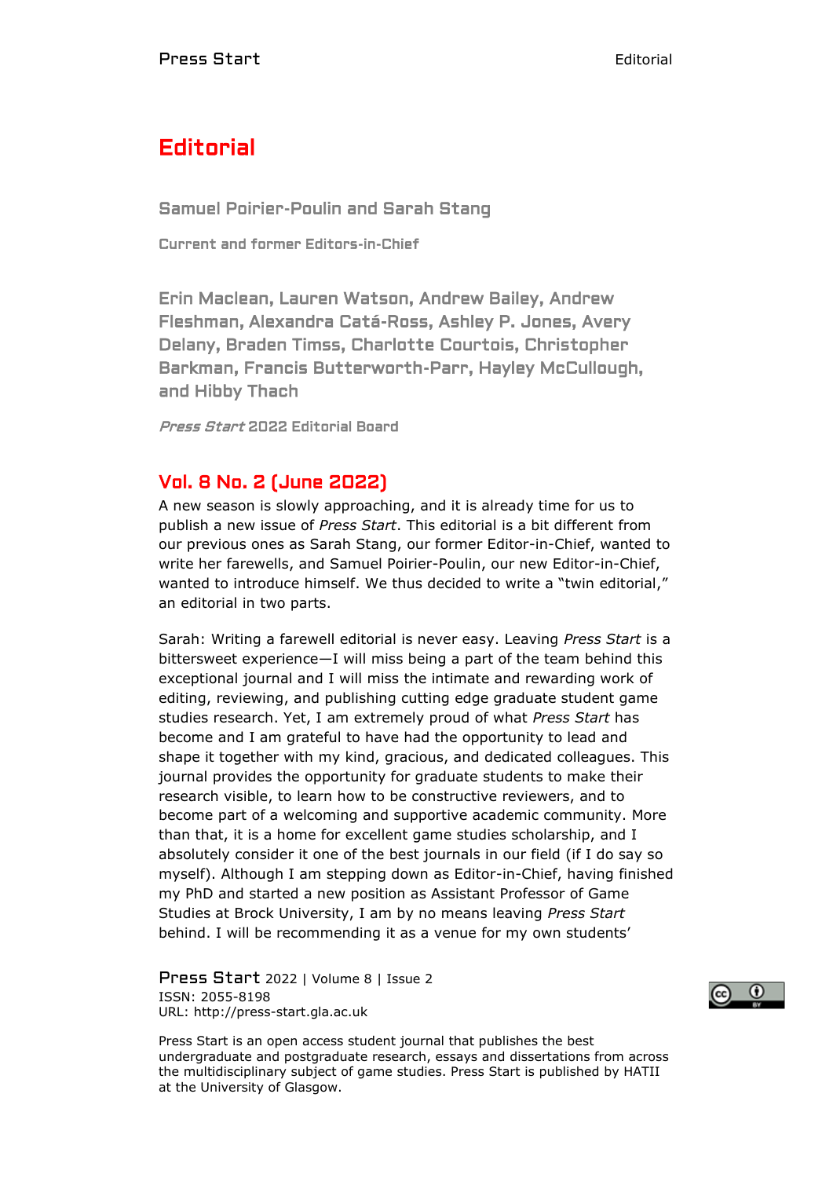# Editorial

Samuel Poirier-Poulin and Sarah Stang

Current and former Editors-in-Chief

Erin Maclean, Lauren Watson, Andrew Bailey, Andrew Fleshman, Alexandra Catá-Ross, Ashley P. Jones, Avery Delany, Braden Timss, Charlotte Courtois, Christopher Barkman, Francis Butterworth-Parr, Hayley McCullough, and Hibby Thach

*Press Start* 2022 Editorial Board

## Vol. 8 No. 2 (June 2022)

A new season is slowly approaching, and it is already time for us to publish a new issue of *Press Start*. This editorial is a bit different from our previous ones as Sarah Stang, our former Editor-in-Chief, wanted to write her farewells, and Samuel Poirier-Poulin, our new Editor-in-Chief, wanted to introduce himself. We thus decided to write a "twin editorial," an editorial in two parts.

Sarah: Writing a farewell editorial is never easy. Leaving *Press Start* is a bittersweet experience—I will miss being a part of the team behind this exceptional journal and I will miss the intimate and rewarding work of editing, reviewing, and publishing cutting edge graduate student game studies research. Yet, I am extremely proud of what *Press Start* has become and I am grateful to have had the opportunity to lead and shape it together with my kind, gracious, and dedicated colleagues. This journal provides the opportunity for graduate students to make their research visible, to learn how to be constructive reviewers, and to become part of a welcoming and supportive academic community. More than that, it is a home for excellent game studies scholarship, and I absolutely consider it one of the best journals in our field (if I do say so myself). Although I am stepping down as Editor-in-Chief, having finished my PhD and started a new position as Assistant Professor of Game Studies at Brock University, I am by no means leaving *Press Start* behind. I will be recommending it as a venue for my own students'

Press Start is an open access student journal that publishes the best undergraduate and postgraduate research, essays and dissertations from across the multidisciplinary subject of game studies. Press Start is published by HATII at the University of Glasgow.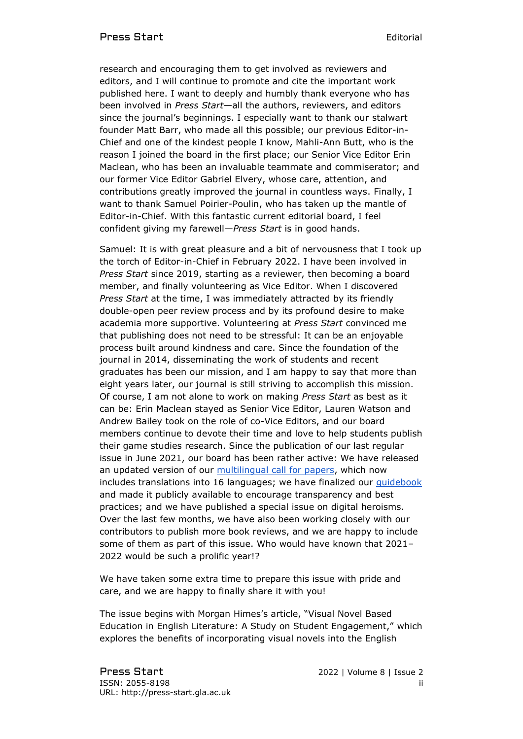research and encouraging them to get involved as reviewers and editors, and I will continue to promote and cite the important work published here. I want to deeply and humbly thank everyone who has been involved in *Press Start*—all the authors, reviewers, and editors since the journal's beginnings. I especially want to thank our stalwart founder Matt Barr, who made all this possible; our previous Editor-in-Chief and one of the kindest people I know, Mahli-Ann Butt, who is the reason I joined the board in the first place; our Senior Vice Editor Erin Maclean, who has been an invaluable teammate and commiserator; and our former Vice Editor Gabriel Elvery, whose care, attention, and contributions greatly improved the journal in countless ways. Finally, I want to thank Samuel Poirier-Poulin, who has taken up the mantle of Editor-in-Chief. With this fantastic current editorial board, I feel confident giving my farewell—*Press Start* is in good hands.

Samuel: It is with great pleasure and a bit of nervousness that I took up the torch of Editor-in-Chief in February 2022. I have been involved in *Press Start* since 2019, starting as a reviewer, then becoming a board member, and finally volunteering as Vice Editor. When I discovered *Press Start* at the time, I was immediately attracted by its friendly double-open peer review process and by its profound desire to make academia more supportive. Volunteering at *Press Start* convinced me that publishing does not need to be stressful: It can be an enjoyable process built around kindness and care. Since the foundation of the journal in 2014, disseminating the work of students and recent graduates has been our mission, and I am happy to say that more than eight years later, our journal is still striving to accomplish this mission. Of course, I am not alone to work on making *Press Start* as best as it can be: Erin Maclean stayed as Senior Vice Editor, Lauren Watson and Andrew Bailey took on the role of co-Vice Editors, and our board members continue to devote their time and love to help students publish their game studies research. Since the publication of our last regular issue in June 2021, our board has been rather active: We have released an updated version of our multilingual call for papers, which now includes translations into 16 languages; we have finalized our guidebook and made it publicly available to encourage transparency and best practices; and we have published a special issue on digital heroisms. Over the last few months, we have also been working closely with our contributors to publish more book reviews, and we are happy to include some of them as part of this issue. Who would have known that 2021–2022 would be such a prolific year!?

We have taken some extra time to prepare this issue with pride and care, and we are happy to finally share it with you!

The issue begins with Morgan Himes's article, "Visual Novel Based Education in English Literature: A Study on Student Engagement," which explores the benefits of incorporating visual novels into the English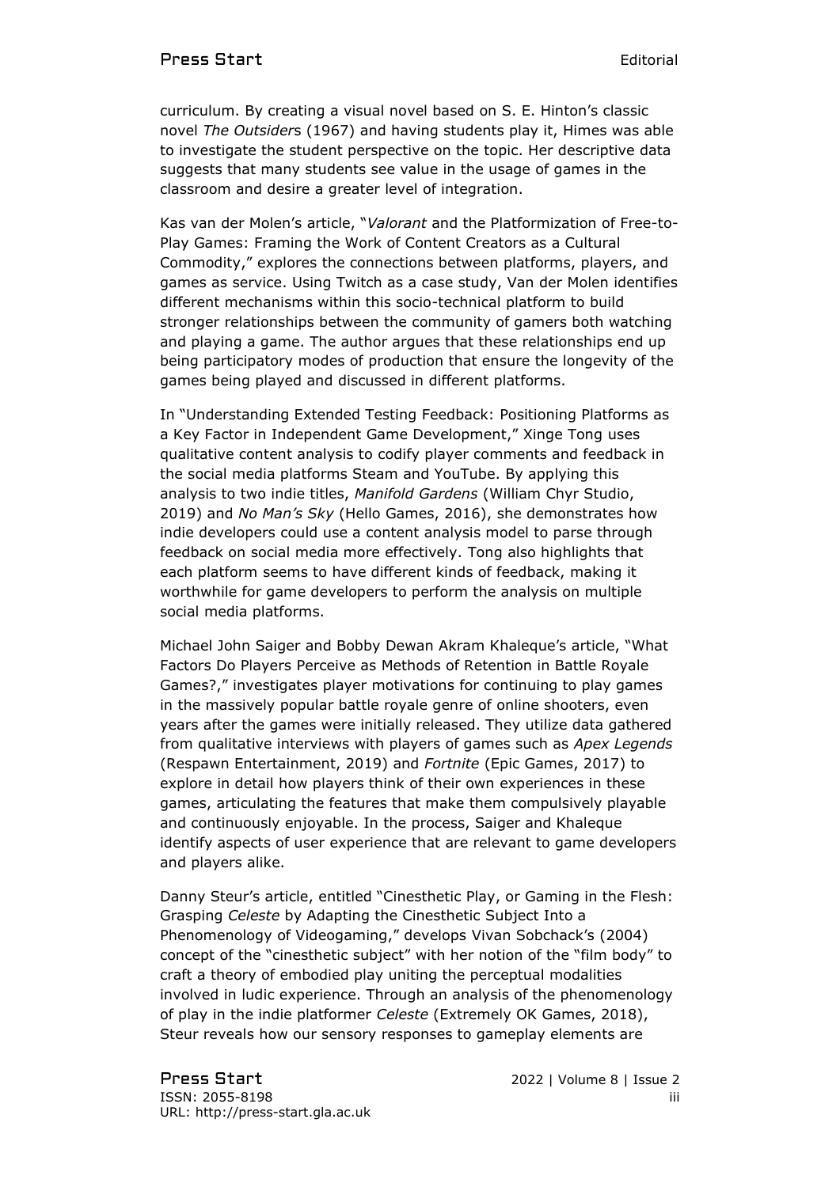curriculum. By creating a visual novel based on S. E. Hinton's classic novel *The Outsiders* (1967) and having students play it, Himes was able to investigate the student perspective on the topic. Her descriptive data suggests that many students see value in the usage of games in the classroom and desire a greater level of integration.

Kas van der Molen's article, "*Valorant* and the Platformization of Free-to-Play Games: Framing the Work of Content Creators as a Cultural Commodity," explores the connections between platforms, players, and games as service. Using Twitch as a case study, Van der Molen identifies different mechanisms within this socio-technical platform to build stronger relationships between the community of gamers both watching and playing a game. The author argues that these relationships end up being participatory modes of production that ensure the longevity of the games being played and discussed in different platforms.

In "Understanding Extended Testing Feedback: Positioning Platforms as a Key Factor in Independent Game Development," Xinge Tong uses qualitative content analysis to codify player comments and feedback in the social media platforms Steam and YouTube. By applying this analysis to two indie titles, *Manifold Gardens* (William Chyr Studio, 2019) and *No Man's Sky* (Hello Games, 2016), she demonstrates how indie developers could use a content analysis model to parse through feedback on social media more effectively. Tong also highlights that each platform seems to have different kinds of feedback, making it worthwhile for game developers to perform the analysis on multiple social media platforms.

Michael John Saiger and Bobby Dewan Akram Khaleque's article, "What Factors Do Players Perceive as Methods of Retention in Battle Royale Games?," investigates player motivations for continuing to play games in the massively popular battle royale genre of online shooters, even years after the games were initially released. They utilize data gathered from qualitative interviews with players of games such as *Apex Legends* (Respawn Entertainment, 2019) and *Fortnite* (Epic Games, 2017) to explore in detail how players think of their own experiences in these games, articulating the features that make them compulsively playable and continuously enjoyable. In the process, Saiger and Khaleque identify aspects of user experience that are relevant to game developers and players alike.

Danny Steur's article, entitled "Cinesthetic Play, or Gaming in the Flesh: Grasping *Celeste* by Adapting the Cinesthetic Subject Into a Phenomenology of Videogaming," develops Vivan Sobchack's (2004) concept of the "cinesthetic subject" with her notion of the "film body" to craft a theory of embodied play uniting the perceptual modalities involved in ludic experience. Through an analysis of the phenomenology of play in the indie platformer *Celeste* (Extremely OK Games, 2018), Steur reveals how our sensory responses to gameplay elements are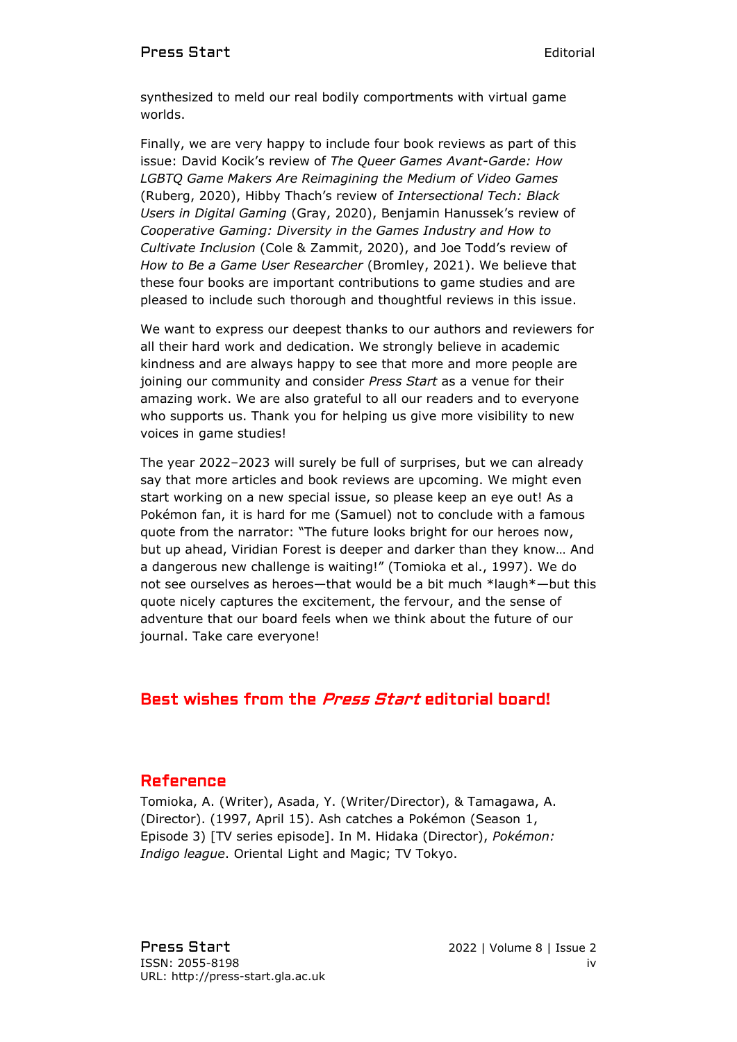synthesized to meld our real bodily comportments with virtual game worlds.

Finally, we are very happy to include four book reviews as part of this issue: David Kocik's review of *The Queer Games Avant-Garde: How LGBTQ Game Makers Are Reimagining the Medium of Video Games* (Ruberg, 2020), Hibby Thach's review of *Intersectional Tech: Black Users in Digital Gaming* (Gray, 2020), Benjamin Hanussek's review of *Cooperative Gaming: Diversity in the Games Industry and How to Cultivate Inclusion* (Cole & Zammit, 2020), and Joe Todd's review of *How to Be a Game User Researcher* (Bromley, 2021). We believe that these four books are important contributions to game studies and are pleased to include such thorough and thoughtful reviews in this issue.

We want to express our deepest thanks to our authors and reviewers for all their hard work and dedication. We strongly believe in academic kindness and are always happy to see that more and more people are joining our community and consider *Press Start* as a venue for their amazing work. We are also grateful to all our readers and to everyone who supports us. Thank you for helping us give more visibility to new voices in game studies!

The year 2022–2023 will surely be full of surprises, but we can already say that more articles and book reviews are upcoming. We might even start working on a new special issue, so please keep an eye out! As a Pokémon fan, it is hard for me (Samuel) not to conclude with a famous quote from the narrator: "The future looks bright for our heroes now, but up ahead, Viridian Forest is deeper and darker than they know… And a dangerous new challenge is waiting!" (Tomioka et al., 1997). We do not see ourselves as heroes—that would be a bit much *laugh*—but this quote nicely captures the excitement, the fervour, and the sense of adventure that our board feels when we think about the future of our journal. Take care everyone!

## Best wishes from the *Press Start* editorial board!

## Reference

Tomioka, A. (Writer), Asada, Y. (Writer/Director), & Tamagawa, A. (Director). (1997, April 15). Ash catches a Pokémon (Season 1, Episode 3) [TV series episode]. In M. Hidaka (Director), *Pokémon: Indigo league*. Oriental Light and Magic; TV Tokyo.